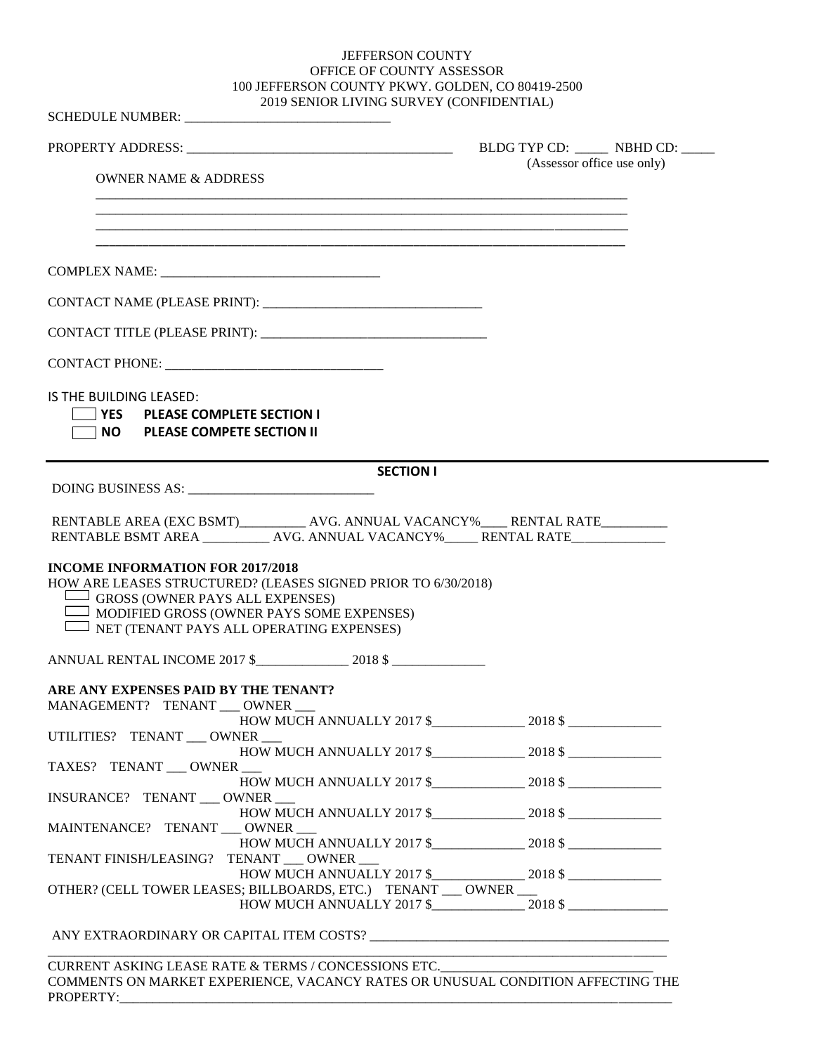JEFFERSON COUNTY
OFFICE OF COUNTY ASSESSOR
100 JEFFERSON COUNTY PKWY. GOLDEN, CO 80419-2500
2019 SENIOR LIVING SURVEY (CONFIDENTIAL)

SCHEDULE NUMBER: ______________________________

PROPERTY ADDRESS: ______________________________________ BLDG TYP CD: _____ NBHD CD: _____
(Assessor office use only)

OWNER NAME & ADDRESS

________________________________________________________________________________
________________________________________________________________________________
________________________________________________________________________________
________________________________________________________________________________

COMPLEX NAME: ________________________________

CONTACT NAME (PLEASE PRINT): _________________________________

CONTACT TITLE (PLEASE PRINT): __________________________________

CONTACT PHONE: _______________________________

IS THE BUILDING LEASED:

☐ **YES PLEASE COMPLETE SECTION I**
☐ **NO PLEASE COMPETE SECTION II**

## SECTION I

DOING BUSINESS AS: ____________________________

RENTABLE AREA (EXC BSMT)__________ AVG. ANNUAL VACANCY%____ RENTAL RATE__________
RENTABLE BSMT AREA __________ AVG. ANNUAL VACANCY%_____ RENTAL RATE______________

**INCOME INFORMATION FOR 2017/2018**

HOW ARE LEASES STRUCTURED? (LEASES SIGNED PRIOR TO 6/30/2018)

☐ GROSS (OWNER PAYS ALL EXPENSES)
☐ MODIFIED GROSS (OWNER PAYS SOME EXPENSES)
☐ NET (TENANT PAYS ALL OPERATING EXPENSES)

ANNUAL RENTAL INCOME 2017 $______________ 2018 $ ______________

**ARE ANY EXPENSES PAID BY THE TENANT?**

MANAGEMENT? TENANT ___ OWNER ___
HOW MUCH ANNUALLY 2017 $______________ 2018 $ ______________

UTILITIES? TENANT ___ OWNER ___
HOW MUCH ANNUALLY 2017 $______________ 2018 $ ______________

TAXES? TENANT ___ OWNER ___
HOW MUCH ANNUALLY 2017 $______________ 2018 $ ______________

INSURANCE? TENANT ___ OWNER ___
HOW MUCH ANNUALLY 2017 $______________ 2018 $ ______________

MAINTENANCE? TENANT ___ OWNER ___
HOW MUCH ANNUALLY 2017 $______________ 2018 $ ______________

TENANT FINISH/LEASING? TENANT ___ OWNER ___
HOW MUCH ANNUALLY 2017 $______________ 2018 $ ______________

OTHER? (CELL TOWER LEASES; BILLBOARDS, ETC.) TENANT ___ OWNER ___
HOW MUCH ANNUALLY 2017 $______________ 2018 $ _______________

ANY EXTRAORDINARY OR CAPITAL ITEM COSTS? _____________________________________________
________________________________________________________________________________

CURRENT ASKING LEASE RATE & TERMS / CONCESSIONS ETC.________________________________

COMMENTS ON MARKET EXPERIENCE, VACANCY RATES OR UNUSUAL CONDITION AFFECTING THE PROPERTY:________________________________________________________________________________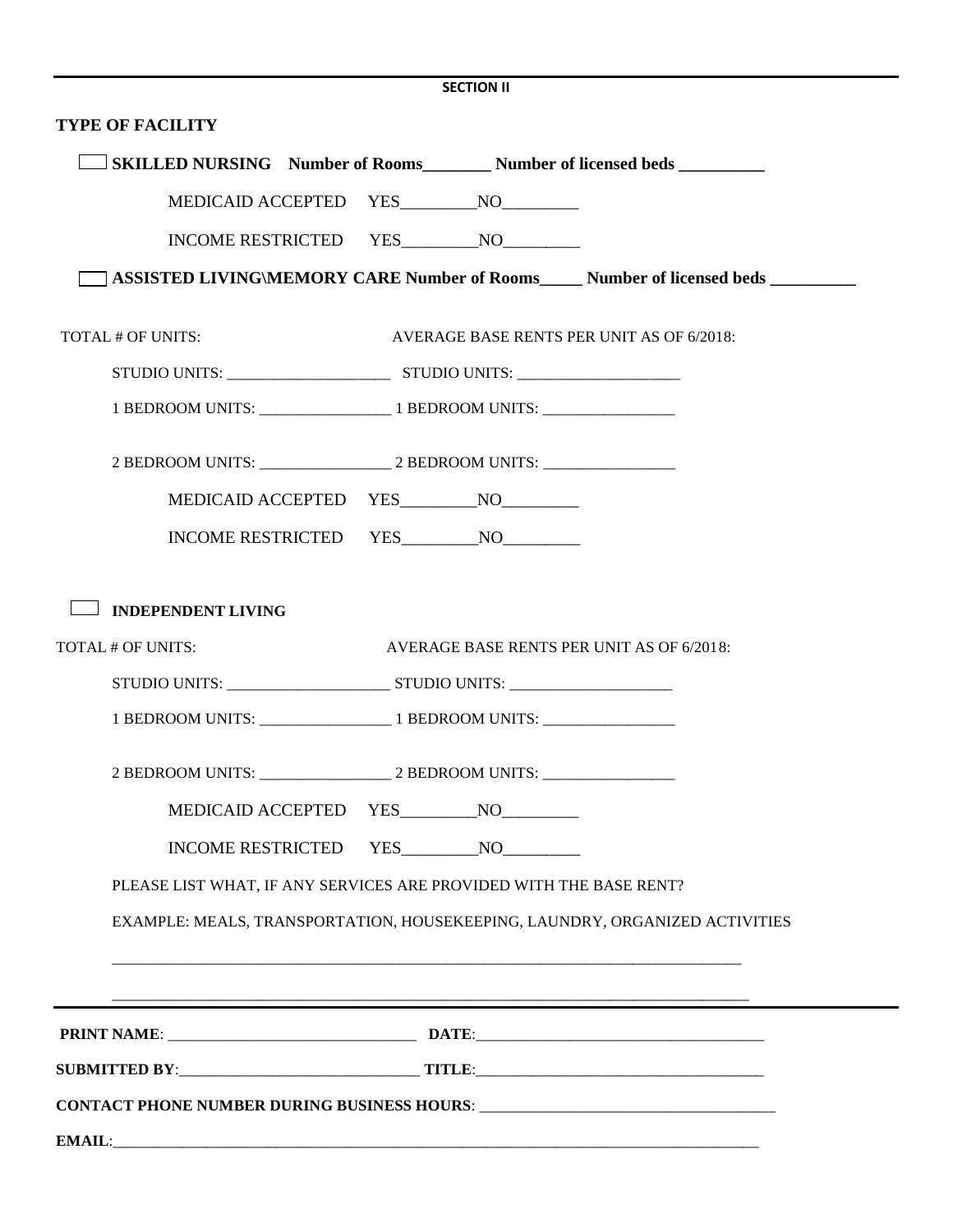**SECTION II**

**TYPE OF FACILITY**

☐ **SKILLED NURSING Number of Rooms________ Number of licensed beds __________**

MEDICAID ACCEPTED YES_________NO_________

INCOME RESTRICTED YES_________NO_________

☐ **ASSISTED LIVING\MEMORY CARE Number of Rooms_____ Number of licensed beds __________**

TOTAL # OF UNITS: AVERAGE BASE RENTS PER UNIT AS OF 6/2018:

STUDIO UNITS: _____________________ STUDIO UNITS: _____________________

1 BEDROOM UNITS: _________________ 1 BEDROOM UNITS: _________________

2 BEDROOM UNITS: _________________ 2 BEDROOM UNITS: _________________

MEDICAID ACCEPTED YES_________NO_________

INCOME RESTRICTED YES_________NO_________

☐ **INDEPENDENT LIVING**

TOTAL # OF UNITS: AVERAGE BASE RENTS PER UNIT AS OF 6/2018:

STUDIO UNITS: _____________________ STUDIO UNITS: _____________________

1 BEDROOM UNITS: _________________ 1 BEDROOM UNITS: _________________

2 BEDROOM UNITS: _________________ 2 BEDROOM UNITS: _________________

MEDICAID ACCEPTED YES_________NO_________

INCOME RESTRICTED YES_________NO_________

PLEASE LIST WHAT, IF ANY SERVICES ARE PROVIDED WITH THE BASE RENT?

EXAMPLE: MEALS, TRANSPORTATION, HOUSEKEEPING, LAUNDRY, ORGANIZED ACTIVITIES

_____________________________________________________________________________________

_____________________________________________________________________________________

---

**PRINT NAME**: ________________________________ **DATE**:______________________________________

**SUBMITTED BY**:_______________________________ **TITLE**:______________________________________

**CONTACT PHONE NUMBER DURING BUSINESS HOURS**: _____________________________________

**EMAIL**:_________________________________________________________________________________